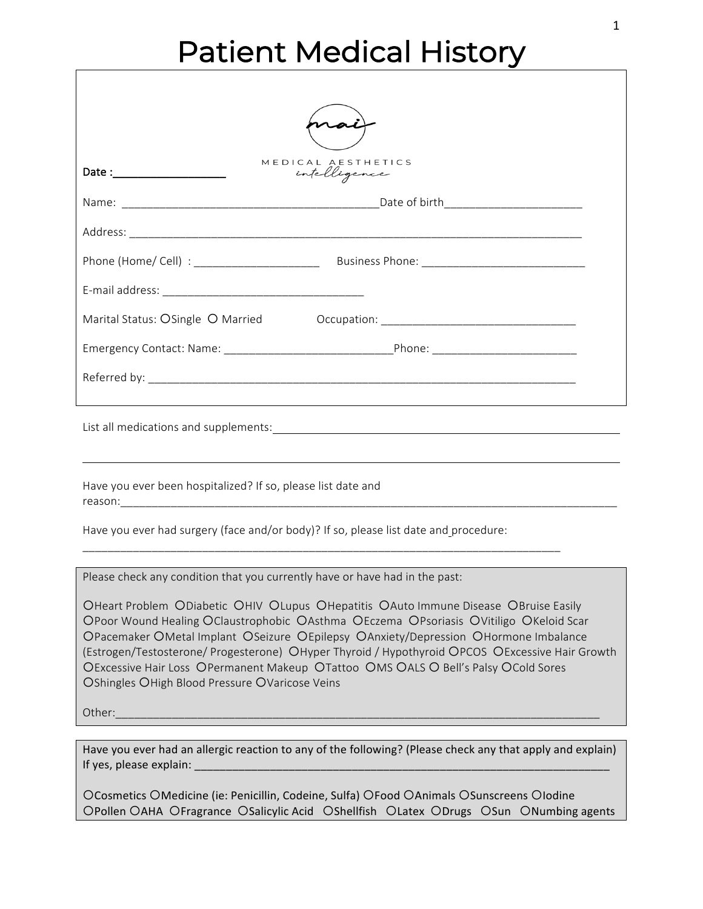# Patient Medical History

MEDICAL AESTHETICS intelligence

**Date :__________________**

Name: ________________________________________Date of birth_____________________

Address: ___________________________________________________________________________

Phone (Home/ Cell) : ___________________ Business Phone: _________________________

E-mail address: _______________________________

Marital Status: ○Single ○ Married Occupation: _______________________________

Emergency Contact: Name: __________________________Phone: ______________________

Referred by: _____________________________________________________________________

List all medications and supplements:_______________________________________________________

_____________________________________________________________________________

Have you ever been hospitalized? If so, please list date and reason:_______________________________________________________________________________

Have you ever had surgery (face and/or body)? If so, please list date and procedure:

_____________________________________________________________________________

Please check any condition that you currently have or have had in the past:

○Heart Problem ○Diabetic ○HIV ○Lupus ○Hepatitis ○Auto Immune Disease ○Bruise Easily ○Poor Wound Healing ○Claustrophobic ○Asthma ○Eczema ○Psoriasis ○Vitiligo ○Keloid Scar ○Pacemaker ○Metal Implant ○Seizure ○Epilepsy ○Anxiety/Depression ○Hormone Imbalance (Estrogen/Testosterone/ Progesterone) ○Hyper Thyroid / Hypothyroid ○PCOS ○Excessive Hair Growth ○Excessive Hair Loss ○Permanent Makeup ○Tattoo ○MS ○ALS ○ Bell's Palsy ○Cold Sores ○Shingles ○High Blood Pressure ○Varicose Veins

Other:_____________________________________________________________________________

Have you ever had an allergic reaction to any of the following? (Please check any that apply and explain) If yes, please explain: _____________________________________________________________________

○Cosmetics ○Medicine (ie: Penicillin, Codeine, Sulfa) ○Food ○Animals ○Sunscreens ○Iodine ○Pollen ○AHA ○Fragrance ○Salicylic Acid ○Shellfish ○Latex ○Drugs ○Sun ○Numbing agents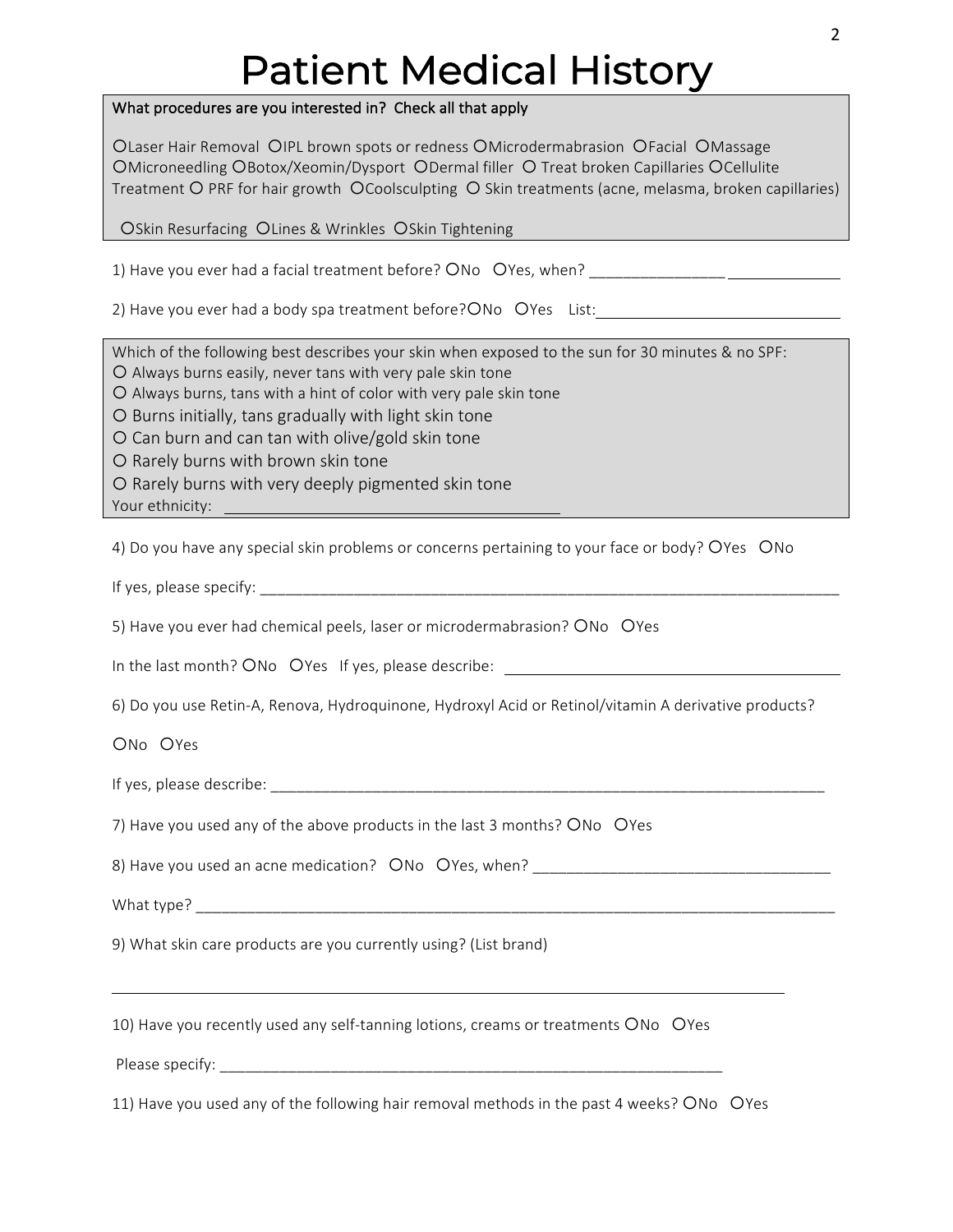# Patient Medical History

**What procedures are you interested in? Check all that apply**

○Laser Hair Removal ○IPL brown spots or redness ○Microdermabrasion ○Facial ○Massage ○Microneedling ○Botox/Xeomin/Dysport ○Dermal filler ○ Treat broken Capillaries ○Cellulite Treatment ○ PRF for hair growth ○Coolsculpting ○ Skin treatments (acne, melasma, broken capillaries)

○Skin Resurfacing ○Lines & Wrinkles ○Skin Tightening

1) Have you ever had a facial treatment before? ○No ○Yes, when? ________________________________

2) Have you ever had a body spa treatment before?○No ○Yes List: ______________________________

Which of the following best describes your skin when exposed to the sun for 30 minutes & no SPF:

○ Always burns easily, never tans with very pale skin tone
○ Always burns, tans with a hint of color with very pale skin tone
○ Burns initially, tans gradually with light skin tone
○ Can burn and can tan with olive/gold skin tone
○ Rarely burns with brown skin tone
○ Rarely burns with very deeply pigmented skin tone

Your ethnicity: ________________________________________

4) Do you have any special skin problems or concerns pertaining to your face or body? ○Yes ○No

If yes, please specify: ______________________________________________________________________

5) Have you ever had chemical peels, laser or microdermabrasion? ○No ○Yes

In the last month? ○No ○Yes If yes, please describe: ________________________________________

6) Do you use Retin-A, Renova, Hydroquinone, Hydroxyl Acid or Retinol/vitamin A derivative products?

○No ○Yes

If yes, please describe: ______________________________________________________________________

7) Have you used any of the above products in the last 3 months? ○No ○Yes

8) Have you used an acne medication? ○No ○Yes, when? ___________________________________

What type? ______________________________________________________________________________

9) What skin care products are you currently using? (List brand)

______________________________________________________________________________________

10) Have you recently used any self-tanning lotions, creams or treatments ○No ○Yes

Please specify: _______________________________________________________________

11) Have you used any of the following hair removal methods in the past 4 weeks? ○No ○Yes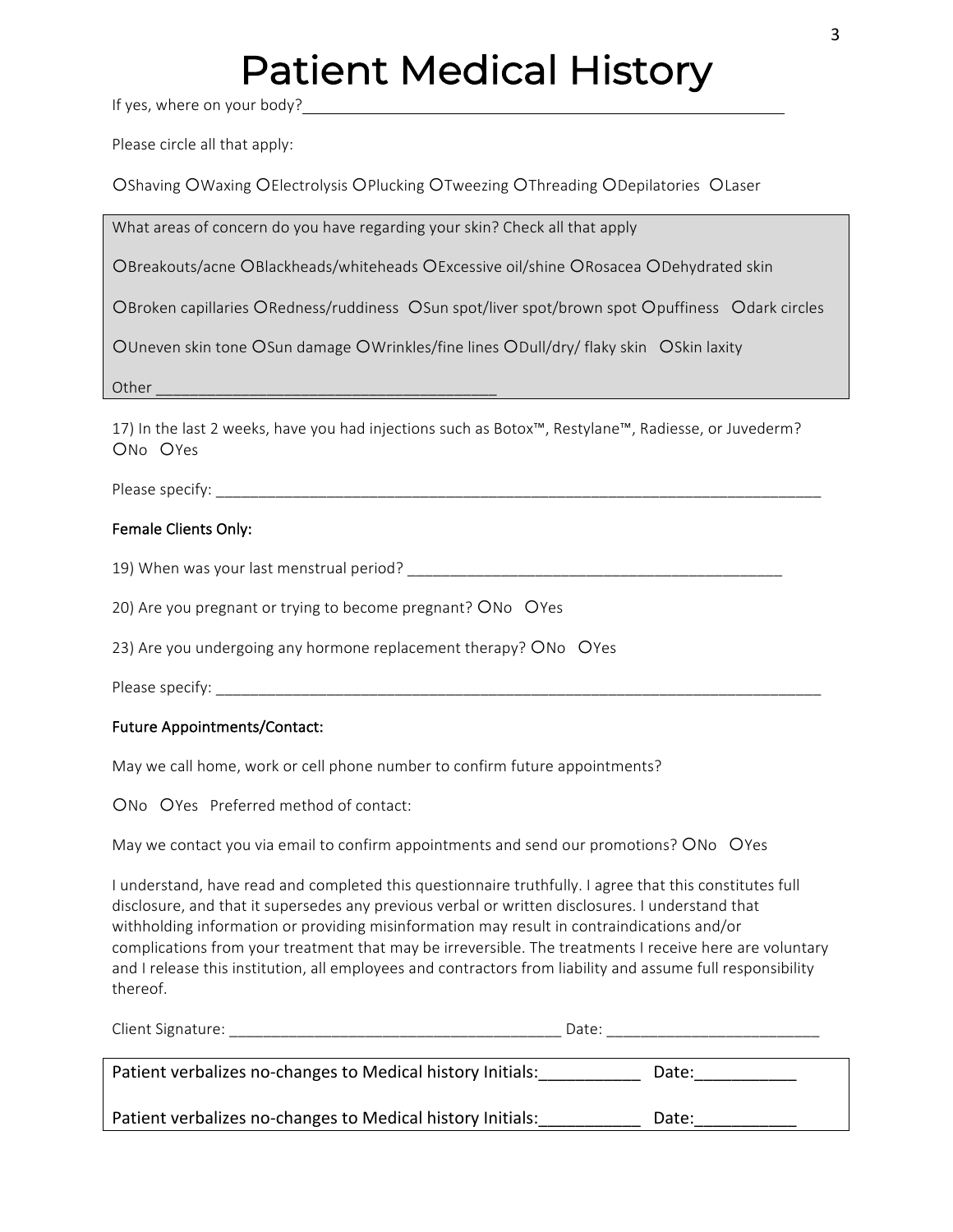# Patient Medical History

If yes, where on your body?\_\_\_\_\_\_\_\_\_\_\_\_\_\_\_\_\_\_\_\_\_\_\_\_\_\_\_\_\_\_\_\_\_\_\_\_\_\_\_\_\_\_\_\_\_\_\_\_\_\_\_\_

Please circle all that apply:

○Shaving ○Waxing ○Electrolysis ○Plucking ○Tweezing ○Threading ○Depilatories ○Laser

What areas of concern do you have regarding your skin? Check all that apply

○Breakouts/acne ○Blackheads/whiteheads ○Excessive oil/shine ○Rosacea ○Dehydrated skin

○Broken capillaries ○Redness/ruddiness ○Sun spot/liver spot/brown spot ○puffiness ○dark circles

○Uneven skin tone ○Sun damage ○Wrinkles/fine lines ○Dull/dry/ flaky skin ○Skin laxity

Other \_\_\_\_\_\_\_\_\_\_\_\_\_\_\_\_\_\_\_\_\_\_\_\_\_\_\_\_\_\_\_\_\_\_\_\_\_\_\_\_

17) In the last 2 weeks, have you had injections such as Botox™, Restylane™, Radiesse, or Juvederm?
○No ○Yes

Please specify: \_\_\_\_\_\_\_\_\_\_\_\_\_\_\_\_\_\_\_\_\_\_\_\_\_\_\_\_\_\_\_\_\_\_\_\_\_\_\_\_\_\_\_\_\_\_\_\_\_\_\_\_\_\_\_\_\_\_\_\_\_\_\_\_\_\_\_\_\_\_

Female Clients Only:

19) When was your last menstrual period? \_\_\_\_\_\_\_\_\_\_\_\_\_\_\_\_\_\_\_\_\_\_\_\_\_\_\_\_\_\_\_\_\_\_\_\_\_\_\_\_\_\_\_\_

20) Are you pregnant or trying to become pregnant? ○No ○Yes

23) Are you undergoing any hormone replacement therapy? ○No ○Yes

Please specify: \_\_\_\_\_\_\_\_\_\_\_\_\_\_\_\_\_\_\_\_\_\_\_\_\_\_\_\_\_\_\_\_\_\_\_\_\_\_\_\_\_\_\_\_\_\_\_\_\_\_\_\_\_\_\_\_\_\_\_\_\_\_\_\_\_\_\_\_\_\_

Future Appointments/Contact:

May we call home, work or cell phone number to confirm future appointments?

○No ○Yes Preferred method of contact:

May we contact you via email to confirm appointments and send our promotions? ○No ○Yes

I understand, have read and completed this questionnaire truthfully. I agree that this constitutes full disclosure, and that it supersedes any previous verbal or written disclosures. I understand that withholding information or providing misinformation may result in contraindications and/or complications from your treatment that may be irreversible. The treatments I receive here are voluntary and I release this institution, all employees and contractors from liability and assume full responsibility thereof.

Client Signature: \_\_\_\_\_\_\_\_\_\_\_\_\_\_\_\_\_\_\_\_\_\_\_\_\_\_\_\_\_\_\_\_\_\_\_\_\_\_\_\_ Date: \_\_\_\_\_\_\_\_\_\_\_\_\_\_\_\_\_\_\_\_\_\_\_\_\_

Patient verbalizes no-changes to Medical history Initials:\_\_\_\_\_\_\_\_\_\_\_ Date:\_\_\_\_\_\_\_\_\_\_\_

Patient verbalizes no-changes to Medical history Initials:\_\_\_\_\_\_\_\_\_\_\_ Date:\_\_\_\_\_\_\_\_\_\_\_